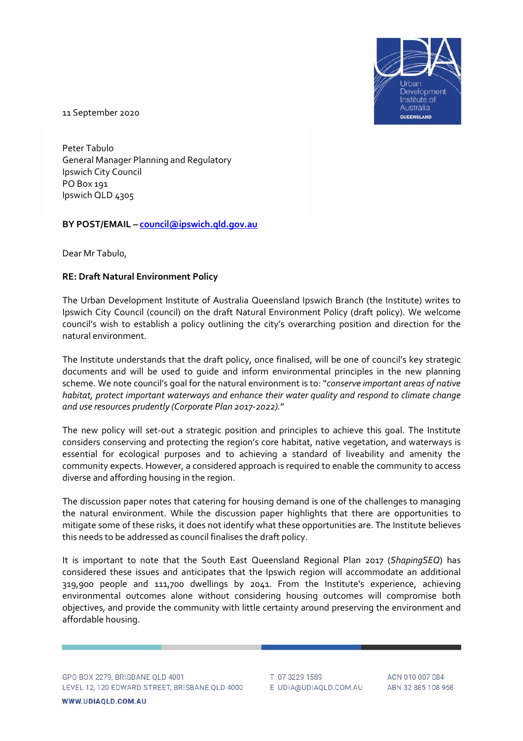11 September 2020

Peter Tabulo
General Manager Planning and Regulatory
Ipswich City Council
PO Box 191
Ipswich QLD 4305

**BY POST/EMAIL – council@ipswich.qld.gov.au**

Dear Mr Tabulo,

**RE: Draft Natural Environment Policy**

The Urban Development Institute of Australia Queensland Ipswich Branch (the Institute) writes to Ipswich City Council (council) on the draft Natural Environment Policy (draft policy). We welcome council's wish to establish a policy outlining the city's overarching position and direction for the natural environment.

The Institute understands that the draft policy, once finalised, will be one of council's key strategic documents and will be used to guide and inform environmental principles in the new planning scheme. We note council's goal for the natural environment is to: "*conserve important areas of native habitat, protect important waterways and enhance their water quality and respond to climate change and use resources prudently (Corporate Plan 2017-2022).*"

The new policy will set-out a strategic position and principles to achieve this goal. The Institute considers conserving and protecting the region's core habitat, native vegetation, and waterways is essential for ecological purposes and to achieving a standard of liveability and amenity the community expects. However, a considered approach is required to enable the community to access diverse and affording housing in the region.

The discussion paper notes that catering for housing demand is one of the challenges to managing the natural environment. While the discussion paper highlights that there are opportunities to mitigate some of these risks, it does not identify what these opportunities are. The Institute believes this needs to be addressed as council finalises the draft policy.

It is important to note that the South East Queensland Regional Plan 2017 (*ShapingSEQ*) has considered these issues and anticipates that the Ipswich region will accommodate an additional 319,900 people and 111,700 dwellings by 2041. From the Institute's experience, achieving environmental outcomes alone without considering housing outcomes will compromise both objectives, and provide the community with little certainty around preserving the environment and affordable housing.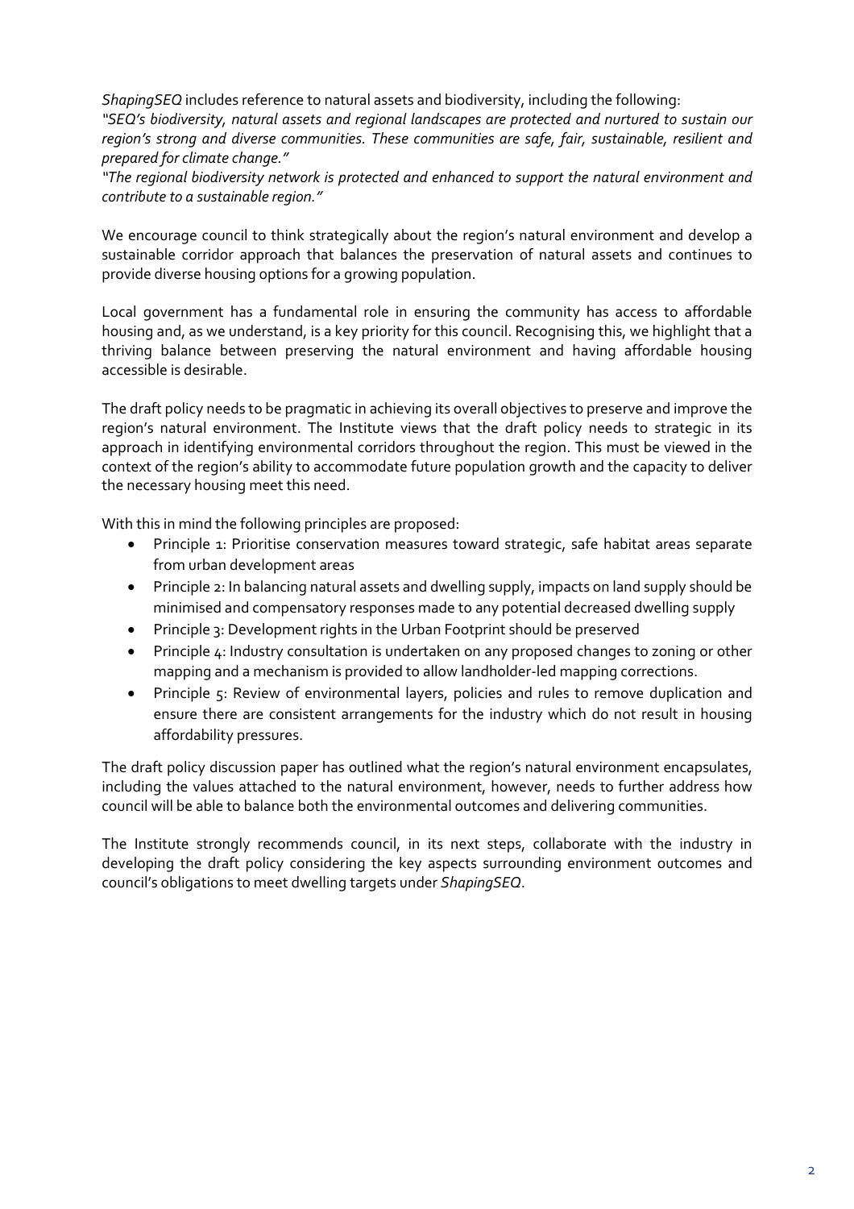*ShapingSEQ* includes reference to natural assets and biodiversity, including the following:

*"SEQ's biodiversity, natural assets and regional landscapes are protected and nurtured to sustain our region's strong and diverse communities. These communities are safe, fair, sustainable, resilient and prepared for climate change."*

*"The regional biodiversity network is protected and enhanced to support the natural environment and contribute to a sustainable region."*

We encourage council to think strategically about the region's natural environment and develop a sustainable corridor approach that balances the preservation of natural assets and continues to provide diverse housing options for a growing population.

Local government has a fundamental role in ensuring the community has access to affordable housing and, as we understand, is a key priority for this council. Recognising this, we highlight that a thriving balance between preserving the natural environment and having affordable housing accessible is desirable.

The draft policy needs to be pragmatic in achieving its overall objectives to preserve and improve the region's natural environment. The Institute views that the draft policy needs to strategic in its approach in identifying environmental corridors throughout the region. This must be viewed in the context of the region's ability to accommodate future population growth and the capacity to deliver the necessary housing meet this need.

With this in mind the following principles are proposed:

- Principle 1: Prioritise conservation measures toward strategic, safe habitat areas separate from urban development areas
- Principle 2: In balancing natural assets and dwelling supply, impacts on land supply should be minimised and compensatory responses made to any potential decreased dwelling supply
- Principle 3: Development rights in the Urban Footprint should be preserved
- Principle 4: Industry consultation is undertaken on any proposed changes to zoning or other mapping and a mechanism is provided to allow landholder-led mapping corrections.
- Principle 5: Review of environmental layers, policies and rules to remove duplication and ensure there are consistent arrangements for the industry which do not result in housing affordability pressures.

The draft policy discussion paper has outlined what the region's natural environment encapsulates, including the values attached to the natural environment, however, needs to further address how council will be able to balance both the environmental outcomes and delivering communities.

The Institute strongly recommends council, in its next steps, collaborate with the industry in developing the draft policy considering the key aspects surrounding environment outcomes and council's obligations to meet dwelling targets under *ShapingSEQ*.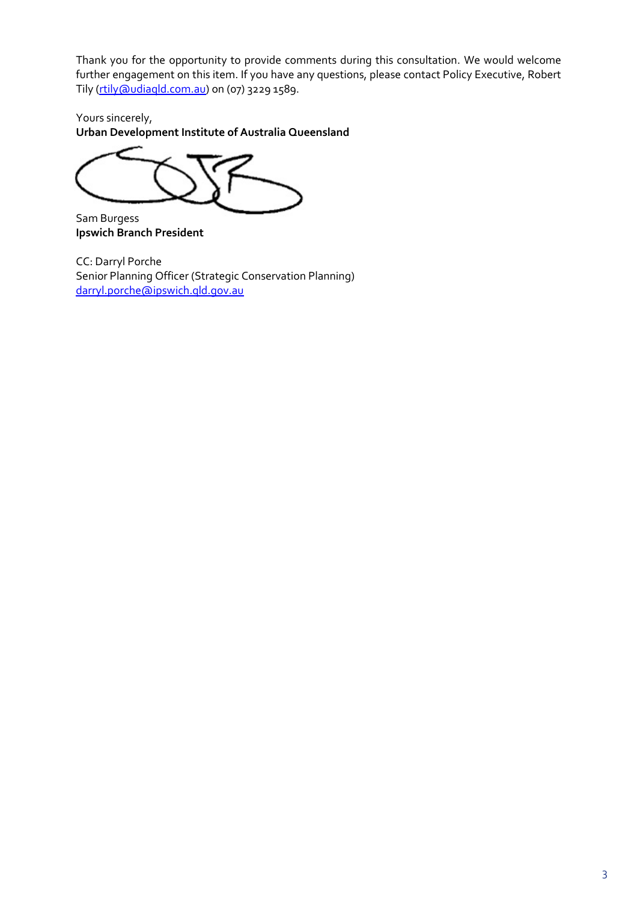Thank you for the opportunity to provide comments during this consultation. We would welcome further engagement on this item. If you have any questions, please contact Policy Executive, Robert Tily (rtily@udiaqld.com.au) on (07) 3229 1589.

Yours sincerely,
**Urban Development Institute of Australia Queensland**

Sam Burgess
**Ipswich Branch President**

CC: Darryl Porche
Senior Planning Officer (Strategic Conservation Planning)
darryl.porche@ipswich.qld.gov.au